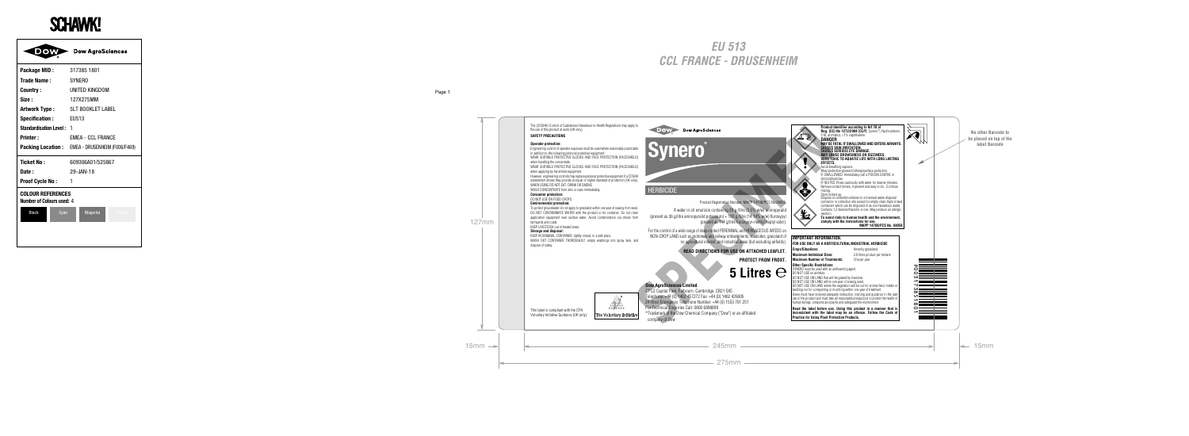SCHAWK!

| Dow AgroSciences | |
|---|---|
| **Package MID :** | 317385 1801 |
| **Trade Name :** | SYNERO |
| **Country :** | UNITED KINGDOM |
| **Size :** | 127X275MM |
| **Artwork Type :** | SLT BOOKLET LABEL |
| **Specification :** | EU513 |
| **Standardisation Level :** | 1 |
| **Printer :** | EMEA - CCL FRANCE |
| **Packing Location :** | EMEA - DRUSENHEIM (F006/F469) |
| **Ticket No :** | 609306A01/525867 |
| **Date :** | 29-JAN-18 |
| **Proof Cycle No :** | 1 |

**COLOUR REFERENCES**
**Number of Colours used:** 4

Black | Cyan | Magenta | Yellow

# EU 513
## CCL FRANCE - DRUSENHEIM

Page 1

No other Barcode to be placed on top of the label Barcode

127mm | 15mm | 245mm | 15mm | 275mm

The (COSHH) Control of Substances Hazardous to Health Regulations may apply to the use of this product at work (UK only).

**SAFETY PRECAUTIONS**

**Operator protection:**
Engineering control of operator exposure must be used where reasonably practicable in addition to the following personal protective equipment:
WEAR SUITABLE PROTECTIVE GLOVES AND FACE PROTECTION (FACESHIELD) when handling the concentrate.
WEAR SUITABLE PROTECTIVE GLOVES AND FACE PROTECTION (FACESHIELD) when applying by hand-held equipment.
However, engineering controls may replace personal protective equipment if a COSHH assessment shows they provide an equal or higher standard of protection (UK only).
WHEN USING DO NOT EAT, DRINK OR SMOKE.
WASH CONCENTRATE from skin or eyes immediately.

**Consumer protection:**
DO NOT USE ON FOOD CROPS.

**Environmental protection:**
To protect groundwater do not apply to grassland within one year of sowing from seed.
DO NOT CONTAMINATE WATER with the product or its container. Do not clean application equipment near surface water. Avoid contamination via drains from farmyards and roads.
KEEP LIVESTOCK out of treated areas.

**Storage and disposal:**
KEEP IN ORIGINAL CONTAINER, tightly closed, in a safe place.
WASH OUT CONTAINER THOROUGHLY, empty washings into spray tank, and dispose of safely.

This label is compliant with the CPA Voluntary Initiative Guidance (UK only).

The Voluntary Initiative

Dow AgroSciences

# Synero®

HERBICIDE

Product Registration Number: MAPP 14766/PCS No. 04959

A water in oil emulsion containing 30 g/litre (3.15% w/w) aminopyralid (present as 36 g/litre aminopyralid potassium) + 100 g/litre (10.54% w/w) fluroxypyr (present as 144 g/litre fluroxypyr-meptyl (heptyl ester)).

For the control of a wide range of deep-rooted PERENNIAL and HERBACEOUS WEEDS on NON-CROP LAND such as motorway and railway embankments, roadsides, grassland of no agricultural interest, and industrial areas (but excluding airfields).

**READ DIRECTIONS FOR USE ON ATTACHED LEAFLET.**

**PROTECT FROM FROST.**

# 5 Litres ℮

**Dow AgroSciences Limited**
CPC2 Capital Park, Fulbourn, Cambridge, CB21 5XE
Telephone: +44 (0) 1462 457272 Fax: +44 (0) 1462 426605
24 Hour Emergency Telephone Number: +44 (0) 1553 761 251
For Technical Enquiries Call: 0800 689 8899
®Trademark of The Dow Chemical Company ("Dow") or an affiliated company of Dow

**Product identifier according to Art.18 of Reg. (EC) No 1272/2008 (CLP):** Synero®, Hydrocarbons, C10, aromatics, <1% naphthalene
**DANGER**
**MAY BE FATAL IF SWALLOWED AND ENTERS AIRWAYS. CAUSES SKIN IRRITATION. CAUSES SERIOUS EYE DAMAGE. MAY CAUSE DROWSINESS OR DIZZINESS. VERY TOXIC TO AQUATIC LIFE WITH LONG LASTING EFFECTS.**
Avoid breathing vapours.
Wear protective gloves/clothing/face protection.
IF SWALLOWED: Immediately call a POISON CENTRE or doctor/physician.
IF IN EYES: Rinse cautiously with water for several minutes. Remove contact lenses, if present and easy to do. Continue rinsing.
Store locked up.
Dispose of contents/container to a licensed waste disposal contractor or collection site except for empty clean triple rinsed containers which can be disposed of as non-hazardous waste.
Contains 1,2-benzisothiazolin-3-one. May produce an allergic reaction.
**To avoid risks to human health and the environment, comply with the instructions for use.**
**MAPP 14766/PCS No. 04959**

**IMPORTANT INFORMATION.**
**FOR USE ONLY AS A HORTICULTURAL/INDUSTRIAL HERBICIDE**

| | |
|---|---|
| **Crops/Situations:** | Amenity grassland |
| **Maximum Individual Dose:** | 2.0 litres product per hectare |
| **Maximum Number of Treatments:** | One per year |

**Other Specific Restrictions:**
SYNERO must be used with an antifoaming agent.
DO NOT USE on airfields.
DO NOT USE ON LAND that will be grazed by livestock.
DO NOT USE ON LAND within one year of sowing seed.
DO NOT USE ON LAND where the vegetation will be cut for animal feed, fodder or bedding nor for composting or mulching within one year of treatment.
Users must have received adequate instruction, training and guidance in the safe use of the product and must take all reasonable precautions to protect the health of human beings, creatures and plants and safeguard the environment.

**Read the label before use. Using this product in a manner that is inconsistent with the label may be an offence. Follow the Code of Practice for Using Plant Protection Products.**

P00317385 1801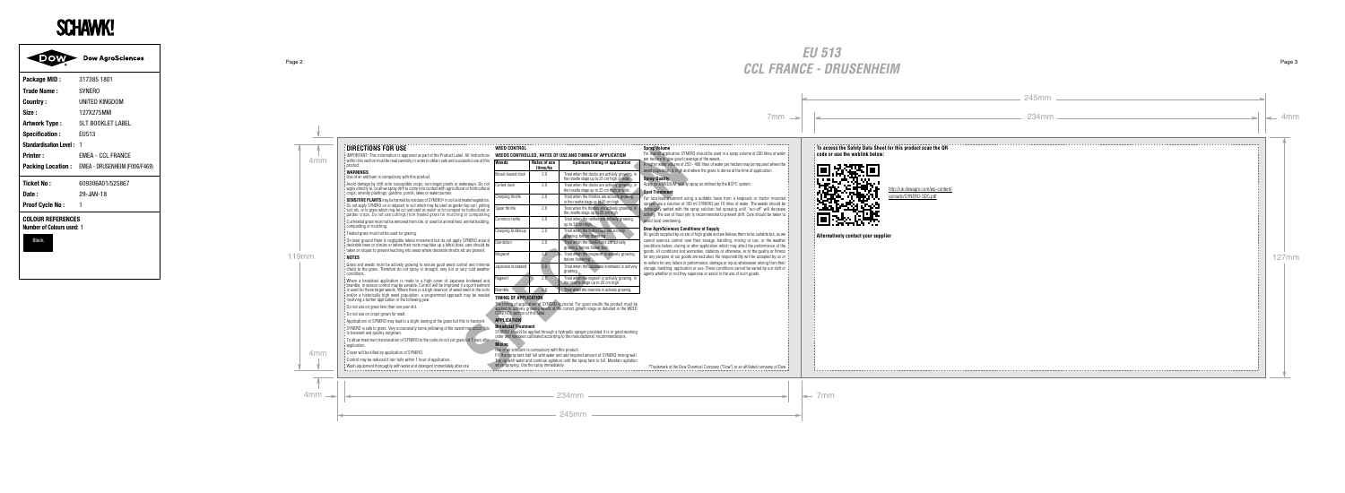| | |
|---|---|
| **Package MID :** | 317385 1801 |
| **Trade Name :** | SYNERO |
| **Country :** | UNITED KINGDOM |
| **Size :** | 127X275MM |
| **Artwork Type :** | SLT BOOKLET LABEL |
| **Specification :** | EU513 |
| **Standardisation Level :** | 1 |
| **Printer :** | EMEA - CCL FRANCE |
| **Packing Location :** | EMEA - DRUSENHEIM (F006/F469) |
| **Ticket No :** | 609306A01/525867 |
| **Date :** | 29-JAN-18 |
| **Proof Cycle No :** | 1 |

**COLOUR REFERENCES**
**Number of Colours used:** 1

Black

# EU 513
# CCL FRANCE - DRUSENHEIM

## DIRECTIONS FOR USE

IMPORTANT: This information is approved as part of the Product Label. All instructions within this section must be read carefully in order to obtain safe and successful use of this product.

### WARNINGS

Use of an anti-foam in compulsory with this product.

Avoid damage by drift onto susceptible crops, non-target plants or waterways. Do not apply directly to, or allow spray drift to come into contact with agricultural or horticultural crops, amenity plantings, gardens, ponds, lakes or watercourses.

**SENSITIVE PLANTS** may be harmed by residues of SYNERO in soil and treated vegetation. Do not apply SYNERO on or adjacent to soil which may be used as garden top-soil, potting soil, etc. or to grass which may be cut and used as mulch or for compost for horticultural or garden crops. Do not use cuttings from treated grass for mulching or composting.

Cut treated grass must not be removed from site, or used for animal feed, animal bedding, composting or mulching.

Treated grass must not be used for grazing.

On level ground there is negligible lateral movement but do not apply SYNERO around desirable trees or shrubs or where their roots may take up a lethal dose, care should be taken on slopes to prevent leaching into areas where desirable shrubs etc are present.

### NOTES

Grass and weeds must be actively growing to ensure good weed control and minimal check to the grass. Therefore do not spray in drought, very hot or very cold weather conditions.

Where a broadcast application is made to a high cover of Japanese knotweed and bramble, in season control may be variable. Control will be improved if a spot treatment is used for these target weeds. Where there is a high reservoir of weed seed in the soils and/or a historically high weed population, a programmed approach may be needed involving a further application in the following year.

Do not use on grass less than one year old.

Do not use on crops grown for seed.

Applications of SYNERO may lead to a slight yellowing of the grass but this is transient.

SYNERO is safe to grass. Very occasionally some yellowing of the sward may occur, this is transient and quickly outgrown.

To allow maximum translocation of SYNERO to the roots do not cut grass for 7 days after application.

Clover will be killed by application of SYNERO.

Control may be reduced if rain falls within 1 hour of application.

Wash equipment thoroughly with water and detergent immediately after use.

## WEED CONTROL

### WEEDS CONTROLLED, RATES OF USE AND TIMING OF APPLICATION

| Weeds | Rates of use litres/ha | Optimum timing of application |
|---|---|---|
| Broad-leaved dock | 2.0 | Treat when the docks are actively growing, in the rosette stage up to 25 cm high or wide. |
| Curled dock | 2.0 | Treat when the docks are actively growing, in the rosette stage up to 25 cm high or wide. |
| Creeping thistle | 2.0 | Treat when the thistles are actively growing, in the rosette stage up to 20 cm high. |
| Spear thistle | 2.0 | Treat when the thistles are actively growing, in the rosette stage up to 20 cm high. |
| Common nettle | 2.0 | Treat when the nettles are actively growing, up to 20 cm high. |
| Creeping buttercup | 2.0 | Treat when the buttercups are actively growing, before flowering. |
| Dandelion | 2.0 | Treat when the Dandelions are actively growing, before flower bud. |
| Mugwort | 2.0 | Treat when the mugwort is actively growing, before flowering. |
| Japanese knotweed | 2.0 | Treat when the Japanese knotweed is actively growing. |
| Ragwort | 2.0 | Treat when the ragwort is actively growing, in the rosette stage up to 20 cm high. |
| Bramble | 2.0 | Treat when the bramble is actively growing. |

### TIMING OF APPLICATION

The timing of application of SYNERO is crucial. For good results the product must be applied to actively growing weeds at the correct growth stage as detailed in the WEED CONTROL section of this label.

### APPLICATION

**Broadcast Treatment**

SYNERO should be applied through a hydraulic sprayer provided it is in good working order and has been calibrated according to the manufacturers' recommendations.

**Mixing**

Use of an antifoam is compulsory with this product.

Fill the spray tank half full with water and add required amount of SYNERO mixing well. Top up with water and continue agitation until the spray tank is full. Maintain agitation while spraying. Use the spray immediately.

**Spray Volume**

For overall application SYNERO should be used in a spray volume of 200 litres of water per hectare to give good coverage of the weeds.
A higher water volume of 250 - 400 litres of water per hectare may be required where the weed population is high and where the grass is dense at the time of application.

**Spray Quality**

Apply as a MEDIUM quality spray as defined by the BCPC system.

**Spot Treatment**

For localised treatment using a suitable lance from a knapsack or tractor mounted sprayer use a solution of 100 ml SYNERO per 10 litres of water. The weeds should be thoroughly wetted with the spray solution but spraying until "run-off" will decrease activity. The use of fixed jets is recommended to prevent drift. Care should be taken to avoid local overdosing.

**Dow AgroSciences Conditions of Supply**

All goods supplied by us are of high grade and we believe them to be suitable but, as we cannot exercise control over their storage, handling, mixing or use, or the weather conditions before, during or after application which may affect the performance of the goods, all conditions and warranties, statutory or otherwise, as to the quality or fitness for any purpose of our goods are excluded. No responsibility will be accepted by us or re-sellers for any failure in performance, damage or injury whatsoever arising from their storage, handling, application or use. These conditions cannot be varied by our staff or agents whether or not they supervise or assist in the use of such goods.

*Trademark of the Dow Chemical Company ("Dow") or an affiliated company of Dow.

**To access the Safety Data Sheet for this product scan the QR code or use the weblink below:**

http://uk.dowagro.com/wp-content/uploads/SYNERO-SDS.pdf

**Alternatively contact your supplier**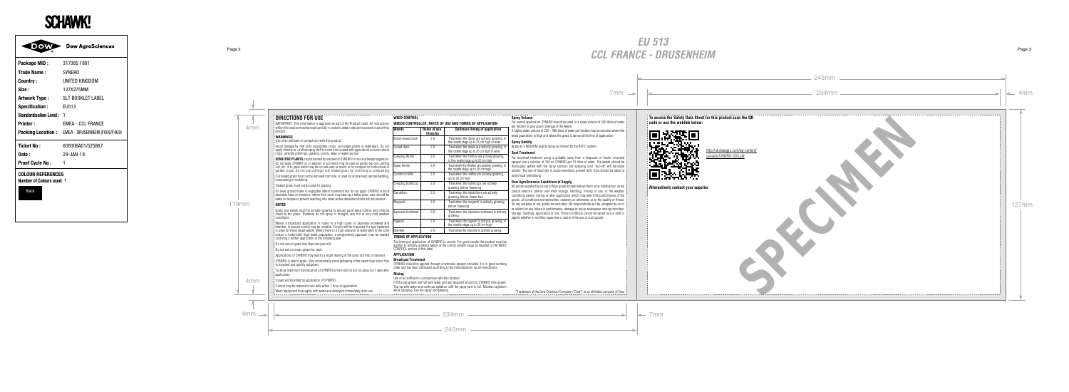| Package MID : | 317385 1801 |
|---|---|
| Trade Name : | SYNERO |
| Country : | UNITED KINGDOM |
| Size : | 127X275MM |
| Artwork Type : | SLT BOOKLET LABEL |
| Specification : | EU513 |
| Standardisation Level : | 1 |
| Printer : | EMEA - CCL FRANCE |
| Packing Location : | EMEA - DRUSENHEIM (F006/F469) |
| Ticket No : | 609306A01/525867 |
| Date : | 29-JAN-18 |
| Proof Cycle No : | 1 |

**COLOUR REFERENCES**
**Number of Colours used: 1**

Black

# EU 513
# CCL FRANCE - DRUSENHEIM

## DIRECTIONS FOR USE

IMPORTANT: This information is approved as part of the Product Label. All instructions within this section must be read carefully in order to obtain safe and successful use of this product.

### WARNINGS

Use of an antifoam in compulsory with this product.

Avoid damage by drift onto susceptible crops, non-target plants or waterways. Do not apply directly to, or allow spray drift to come into contact with agricultural or horticultural crops, amenity plantings, gardens, ponds, lakes or watercourses.

**SENSITIVE PLANTS** may be harmed by residues of SYNERO in soil and treated vegetation. Do not apply SYNERO on or adjacent to soil which may be used as garden top-soil, potting soil, etc. or to grass which may be cut and used as mulch or for compost for horticultural or garden crops. Do not use cuttings from treated grass for mulching or composting.

Cultivated grass must not be removed from site, or used for animal feed, animal bedding, composting or mulching.

Treated grass must not be used for grazing.

On level ground there is negligible lateral movement but do not apply SYNERO around desirable trees or shrubs or where their roots may take up a leftout dose, care should be taken on slopes to prevent leaching into areas where desirable shrubs etc are present.

### NOTES

Grass and weeds must be actively growing to ensure good weed control and minimal check to the grass. Therefore do not spray in drought, very hot or very cold weather conditions.

Where a broadcast application is made to a high cover of Japanese knotweed and bramble, in season control may be variable. Control will be improved if a spot treatment is used for these target weeds. Where there is a high reservoir of weed seed in the soils and/or a historically high weed population, a programmed approach may be needed involving a further application in the following year.

Do not use on grass less than one year old.

Do not use on crops grown for seed.

Applications of SYNERO may lead to a slight yellowing of the grass but this is transient.

SYNERO is safe to grass. Very occasionally some yellowing of the sward may occur, this is transient and quickly outgrown.

To allow maximum translocation of SYNERO to the roots do not cut grass for 7 days after application.

Clover will be killed by application of SYNERO.

Control may be reduced if rain falls within 1 hour of application.

Wash equipment thoroughly with water and detergent immediately after use.

## WEED CONTROL

### WEEDS CONTROLLED, RATES OF USE AND TIMING OF APPLICATION

| Weeds | Rates of use (litres/ha) | Optimum timing of application |
|---|---|---|
| Broad-leaved dock | 2.0 | Treat when the docks are actively growing; in the rosette stage up to 25 cm high or wide |
| Curled dock | 2.0 | Treat when the docks are actively growing; in the rosette stage up to 25 cm high or wide |
| Creeping thistle | 2.0 | Treat when the thistles are actively growing; in the rosette stage up to 20 cm high |
| Spear thistle | 2.0 | Treat when the thistles are actively growing; in the rosette stage up to 20 cm high |
| Common nettle | 2.0 | Treat when the nettles are actively growing; up to 30 cm high |
| Creeping buttercup | 2.0 | Treat when the buttercups are actively growing, before flowering |
| Dandelion | 2.0 | Treat when the dandelions are actively growing, before flower bud |
| Mugwort | 2.0 | Treat when the mugwort is actively growing, before flowering |
| Japanese knotweed | 2.0 | Treat when the Japanese knotweed is actively growing |
| Ragwort | 2.0 | Treat when the ragwort is actively growing; in the rosette stage up to 20 cm high |
| Bramble | 2.0 | Treat when the bramble is actively growing. |

### TIMING OF APPLICATION

The timing of application of SYNERO is crucial. For good results the product must be applied to actively growing weeds at the correct growth stage as detailed in the WEED CONTROL section of this label.

### APPLICATION

**Broadcast Treatment**

SYNERO should be applied through a hydraulic sprayer provided it is in good working order and has been calibrated according to the manufacturers' recommendations.

**Mixing**

Use of an antifoam is compulsory with this product.

Fill the spray tank half full with water and add required amount of SYNERO mixing well. Top up with water and continue agitation until the spray tank is full. Maintain agitation while spraying. Use the spray immediately.

**Spray Volume**

For overall application SYNERO should be used in a spray volume of 200 litres of water per hectare to give good coverage of the weeds.

A higher water volume of 250 - 400 litres of water per hectare may be required where the weed population is high and where the grass is dense at the time of application.

**Spray Quality**

Apply as a MEDIUM quality spray as defined by the BCPC system.

**Spot Treatment**

For localised treatment using a suitable lance from a knapsack or tractor mounted sprayer use a solution of 100 ml SYNERO per 10 litres of water. The weeds should be thoroughly wetted with the spray solution but spraying until "run-off" will decrease activity. The use of fixed jets is recommended to prevent drift. Care should be taken to avoid local overdosing.

**Dow AgroSciences Conditions of Supply**

All goods supplied by us are of high grade and we believe them to be suitable but, as we cannot exercise control over their storage, handling, mixing or use, or the weather conditions before, during or after application which may affect the performance of the goods, all conditions and warranties, statutory or otherwise, as to the quality or fitness for any purpose of our goods are excluded. No responsibility will be accepted by us or re-sellers for any failure in performance, damage or injury whatsoever arising from their storage, handling, application or use. These conditions cannot be varied by our staff or agents whether or not they supervise or assist in the use of such goods.

*Trademark of the Dow Chemical Company ("Dow") or an affiliated company of Dow.

**To access the Safety Data Sheet for this product scan the QR code or use the weblink below:**

http://uk.dowagro.com/wp-content/uploads/SYNERO-SDS.pdf

**Alternatively contact your supplier**

SPECIMEN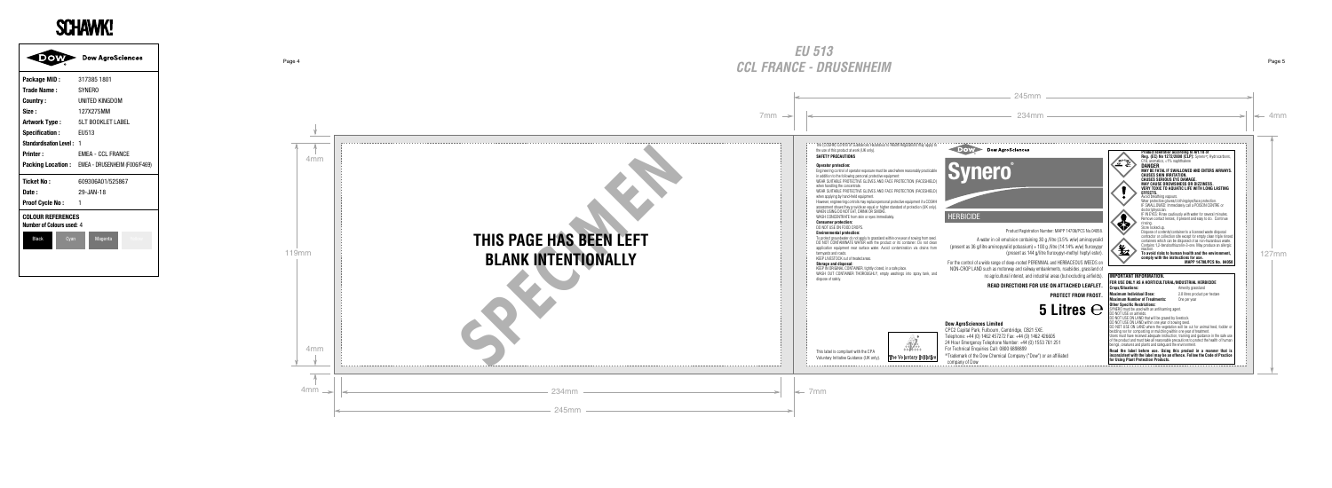# SCHAWK!

**Dow AgroSciences**

| | |
|---|---|
| **Package MID :** | 317385 1801 |
| **Trade Name :** | SYNERO |
| **Country :** | UNITED KINGDOM |
| **Size :** | 127X275MM |
| **Artwork Type :** | SLT BOOKLET LABEL |
| **Specification :** | EU513 |
| **Standardisation Level :** | 1 |
| **Printer :** | EMEA - CCL FRANCE |
| **Packing Location :** | EMEA - DRUSENHEIM (F006/F469) |

| | |
|---|---|
| **Ticket No :** | 609306A01/525867 |
| **Date :** | 29-JAN-18 |
| **Proof Cycle No :** | 1 |

**COLOUR REFERENCES**
**Number of Colours used:** 4

Black | Cyan | Magenta | Yellow

## EU 513
## CCL FRANCE - DRUSENHEIM

245mm
234mm
7mm
4mm
119mm
127mm

SPECIMEN

# THIS PAGE HAS BEEN LEFT BLANK INTENTIONALLY

the occupational exposure standards / Hazardous to Health Regulations may apply to the use of this product at work (UK only).

**SAFETY PRECAUTIONS**

**Operator protection:**
Engineering control of operator exposure must be used where reasonably practicable in addition to the following personal protective equipment:
WEAR SUITABLE PROTECTIVE GLOVES AND FACE PROTECTION (FACESHIELD) when handling the concentrate.
WEAR SUITABLE PROTECTIVE GLOVES AND FACE PROTECTION (FACESHIELD) when applying by hand-held equipment.
However, engineering controls may replace personal protective equipment if a COSHH assessment shows they provide an equal or higher standard of protection (UK only).
WASH HANDS BEFORE EATING, DRINKING OR SMOKING
WASH CONCENTRATE from skin or eyes immediately.

**Consumer protection:**
DO NOT USE ON FOOD CROPS.

**Environmental protection:**
To protect groundwater do not apply to grassland within one year of sowing from seed.
DO NOT CONTAMINATE WATER with the product or its container. Do not clean application equipment near surface water. Avoid contamination via drains from farmyards and roads.
KEEP LIVESTOCK out of treated areas.

**Storage and disposal:**
KEEP IN ORIGINAL CONTAINER, tightly closed, in a safe place.
WASH OUT CONTAINER THOROUGHLY, empty washings into spray tank and dispose of safely.

This label is compliant with the CPA Voluntary Initiative Guidance (UK only).

The Voluntary Initiative

**Dow AgroSciences**

# Synero®

HERBICIDE

Product Registration Number: MAPP 14706/PCS No.04858

A water in oil emulsion containing 30 g/litre (3.5% w/w) aminopyralid (present as 36 g/litre aminopyralid potassium) + 100 g/litre (14.14% w/w) fluroxypyr (present as 144 g/litre fluroxypyr-methyl heptyl ester).

For the control of a wide range of deep-rooted PERENNIAL and HERBACEOUS WEEDS on NON-CROP LAND such as motorway and railway embankments, roadsides, grassland of no agricultural interest, and industrial areas (but excluding airfields).

**READ DIRECTIONS FOR USE ON ATTACHED LEAFLET.**

**PROTECT FROM FROST.**

# 5 Litres ℮

**Dow AgroSciences Limited**
CPC2 Capital Park, Fulbourn, Cambridge, CB21 5XE.
Telephone: +44 (0) 1462 457272 Fax: +44 (0) 1462 426605
24 Hour Emergency Telephone Number: +44 (0) 1553 761 251
For Technical Enquiries Call: 0800 6898899
®Trademark of the Dow Chemical Company ("Dow") or an affiliated company of Dow

**Product labelled according to Art 16 of Reg. (EC) No 1272/2008 (CLP):** Synero® Hydrocarbons, C10, aromatics, <1% naphthalene.

**DANGER**
**MAY BE FATAL IF SWALLOWED AND ENTERS AIRWAYS.**
**CAUSES SKIN IRRITATION.**
**CAUSES SERIOUS EYE DAMAGE.**
**MAY CAUSE DROWSINESS OR DIZZINESS.**
**VERY TOXIC TO AQUATIC LIFE WITH LONG LASTING EFFECTS.**
Avoid breathing vapours.
Wear protective gloves/clothing/eye/face protection.
IF SWALLOWED: Immediately call a POISON CENTRE or doctor/physician.
IF IN EYES: Rinse cautiously with water for several minutes. Remove contact lenses, if present and easy to do. Continue rinsing.
Store locked up.
Dispose of contents/container to a licensed waste disposal contractor or collection site except for empty clean triple rinsed containers which can be disposed of as non-hazardous waste.
Contains 1,2-benzisothiazolin-3-one. May produce an allergic reaction.
**To avoid risks to human health and the environment, comply with the instructions for use.**
**MAPP 14706/PCS No. 04858**

**IMPORTANT INFORMATION.**
**FOR USE ONLY AS A HORTICULTURAL/INDUSTRIAL HERBICIDE**

| | |
|---|---|
| **Crops/Situations:** | Amenity grassland |
| **Maximum Individual Dose:** | 2.0 litres product per hectare |
| **Maximum Number of Treatments:** | One per year |

**Other Specific Restrictions:**
SYNERO must be used with an antifoaming agent.
DO NOT USE on airfields.
DO NOT USE ON LAND that will be grazed by livestock.
DO NOT USE ON LAND within one year of sowing seed.
DO NOT USE ON LAND where the vegetation will be cut for animal feed, fodder or bedding nor for composting or mulching within one year of treatment.
Users must have received adequate instruction, training and guidance in the safe use of the product and must take all reasonable precautions to protect the health of human beings, creatures and plants and safeguard the environment.

**Read the label before use. Using this product in a manner that is inconsistent with the label may be an offence. Follow the Code of Practice for Using Plant Protection Products.**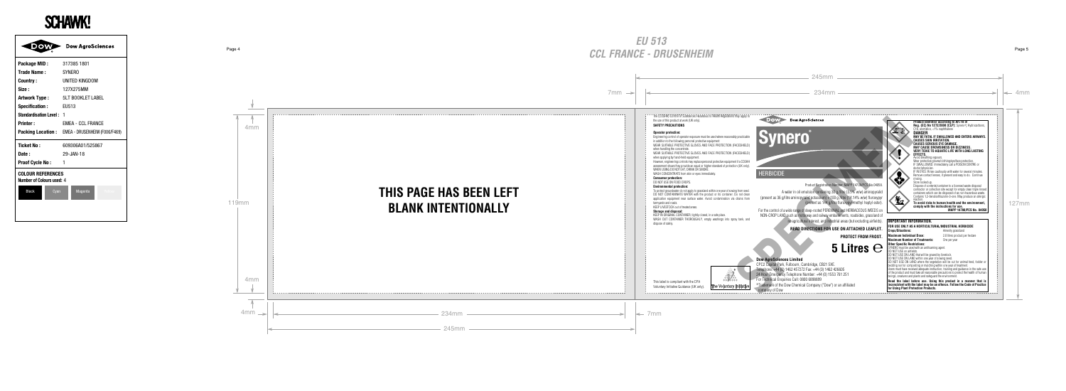SCHAWK!

| | |
|---|---|
| Dow AgroSciences | |
| Package MID : | 317385 1801 |
| Trade Name : | SYNERO |
| Country : | UNITED KINGDOM |
| Size : | 127X275MM |
| Artwork Type : | SLT BOOKLET LABEL |
| Specification : | EU513 |
| Standardisation Level : | 1 |
| Printer : | EMEA - CCL FRANCE |
| Packing Location : | EMEA - DRUSENHEIM (F006/F469) |
| Ticket No : | 609306A01/525867 |
| Date : | 29-JAN-18 |
| Proof Cycle No : | 1 |

**COLOUR REFERENCES**
Number of Colours used: 4

Black, Cyan, Magenta, Yellow

# EU 513
# CCL FRANCE - DRUSENHEIM

245mm / 234mm / 7mm / 4mm / 119mm / 127mm

## THIS PAGE HAS BEEN LEFT BLANK INTENTIONALLY

the occupational control of substances hazardous to health regulations may apply to the use of this product at work (UK only).

**SAFETY PRECAUTIONS**

**Operator protection:**
Engineering control of operator exposure must be used where reasonably practicable in addition to the following personal protective equipment:
WEAR SUITABLE PROTECTIVE GLOVES AND FACE PROTECTION (FACESHIELD) when handling the concentrate.
WEAR SUITABLE PROTECTIVE GLOVES AND FACE PROTECTION (FACESHIELD) when applying by hand-held equipment.
However, engineering controls may replace personal protective equipment if a COSHH assessment shows they provide an equal or higher standard of protection (UK only).
WASH HANDS DO NOT EAT, DRINK OR SMOKE.
WASH CONCENTRATE from skin or eyes immediately.

**Consumer protection:**
DO NOT USE ON FOOD CROPS.

**Environmental protection:**
To protect groundwater do not apply to grassland within one year of sowing from seed.
DO NOT CONTAMINATE WATER with the product or its container. Do not clean application equipment near surface water. Avoid contamination via drains from farmyards and roads.
KEEP LIVESTOCK out of treated areas.

**Storage and disposal:**
KEEP IN ORIGINAL CONTAINER, tightly closed, in a safe place.
WASH OUT CONTAINER THOROUGHLY, empty washings into spray tank, and dispose of safely.

This label is compliant with the CPA Voluntary Initiative Guidance (UK only).

The Voluntary Initiative

Dow AgroSciences

# Synero®

HERBICIDE

Product Registration Number: MAPP 14798/PCS No. 04858

A water in oil emulsion containing 30 g/litre (3.5% w/w) aminopyralid (present as 36 g/litre aminopyralid potassium) + 100 g/litre (11.14% w/w) fluroxypyr (present as 144 g/litre fluroxypyr-meptyl (1-methyl heptyl ester).

For the control of a wide range of deep-rooted PERENNIAL and HERBACEOUS WEEDS on NON-CROP LAND such as motorway and railway embankments, roadsides, grassland of non-agricultural interest, and industrial areas (but excluding airfields).

**READ DIRECTIONS FOR USE ON ATTACHED LEAFLET.**

**PROTECT FROM FROST.**

## 5 Litres ℮

**Dow AgroSciences Limited**
CPC2 Capital Park, Fulbourn, Cambridge, CB21 5XE.
Telephone: +44 (0) 1462 457272 Fax: +44 (0) 1462 426605
24-hour Emergency Telephone Number: +44 (0) 1553 761 251
For Technical Enquiries Call: 0800 6898899
®Trademark of the Dow Chemical Company ("Dow") or an affiliated company of Dow

**Product labelled according to 1272/2008 (CLP):** Synero®: Hydrocarbons, C10, aromatics, <1% naphthalene

**DANGER**
**MAY BE FATAL IF SWALLOWED AND ENTERS AIRWAYS.**
**CAUSES SKIN IRRITATION.**
**CAUSES SERIOUS EYE DAMAGE.**
**MAY CAUSE DROWSINESS OR DIZZINESS.**
**VERY TOXIC TO AQUATIC LIFE WITH LONG LASTING EFFECTS.**
Avoid breathing vapours.
Wear protective gloves/eye protection/face protection.
IF SWALLOWED: Immediately call a POISON CENTRE or doctor/physician.
IF IN EYES: Rinse cautiously with water for several minutes. Remove contact lenses, if present and easy to do. Continue rinsing.
Store locked up.
Dispose of contents/container to a licensed waste disposal contractor or collection site except for empty clean triple rinsed containers which can be disposed of as non-hazardous waste.
Contains 1,2-benzisothiazolin-3-one. May produce an allergic reaction.
**To avoid risks to human health and the environment, comply with the instructions for use.**
**MAPP 14798/PCS No. 04858**

**IMPORTANT INFORMATION.**
**FOR USE ONLY AS A HORTICULTURAL/INDUSTRIAL HERBICIDE**

| | |
|---|---|
| **Crops/Situations:** | Amenity grassland |
| **Maximum Individual Dose:** | 2.0 litres product per hectare |
| **Maximum Number of Treatments:** | One per year |

**Other Specific Restrictions:**
SYNERO must be used with an antifoaming agent.
DO NOT USE on airfields.
DO NOT USE ON LAND that will be grazed by livestock.
DO NOT USE ON LAND within one year of sowing seed.
DO NOT USE ON LAND where the vegetation will be cut for animal feed, fodder or bedding nor for composting or mulching within one year of treatment.
Users must have received adequate instruction, training and guidance in the safe use of the product and must take all reasonable precautions to protect the health of human beings, creatures and plants and safeguard the environment.
**Read the label before use. Using this product in a manner that is inconsistent with the label may be an offence. Follow the Code of Practice for Using Plant Protection Products.**

SPECIMEN